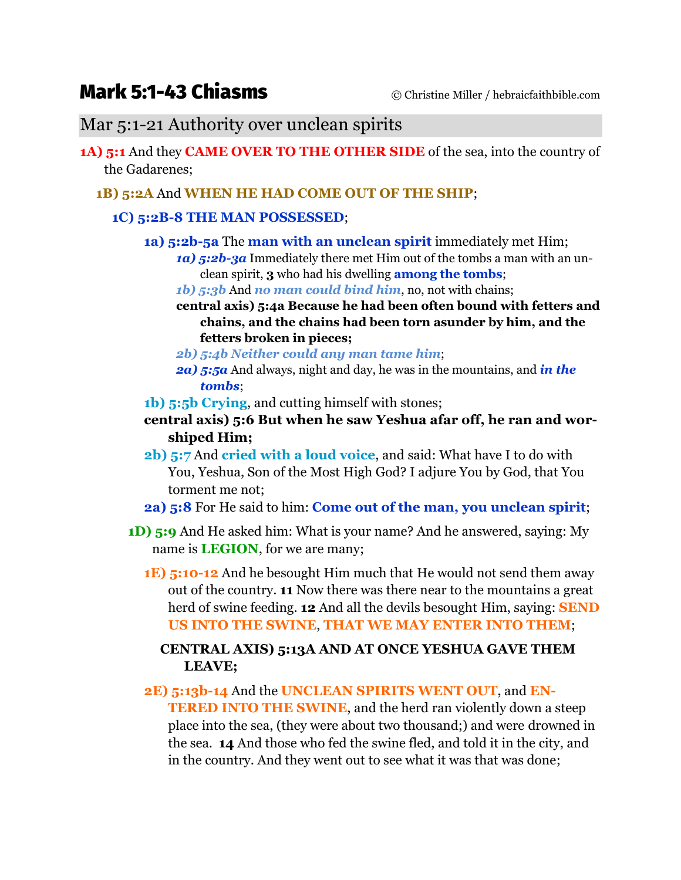# Mark 5:1-43 Chiasms

© Christine Miller / hebraicfaithbible.com

## Mar 5:1-21 Authority over unclean spirits

**1A) 5:1** And they **CAME OVER TO THE OTHER SIDE** of the sea, into the country of the Gadarenes;

> **1B) 5:2A** And **WHEN HE HAD COME OUT OF THE SHIP**;
>
> > **1C) 5:2B-8 THE MAN POSSESSED**;
> >
> > > **1a) 5:2b-5a** The **man with an unclean spirit** immediately met Him;
> > >
> > > > ***1a) 5:2b-3a*** Immediately there met Him out of the tombs a man with an unclean spirit, **3** who had his dwelling **among the tombs**;
> > > >
> > > > ***1b) 5:3b*** And ***no man could bind him***, no, not with chains;
> > > >
> > > > **central axis) 5:4a Because he had been often bound with fetters and chains, and the chains had been torn asunder by him, and the fetters broken in pieces;**
> > > >
> > > > ***2b) 5:4b Neither could any man tame him***;
> > > >
> > > > ***2a) 5:5a*** And always, night and day, he was in the mountains, and ***in the tombs***;
> > >
> > > **1b) 5:5b Crying**, and cutting himself with stones;
> > >
> > > **central axis) 5:6 But when he saw Yeshua afar off, he ran and worshiped Him;**
> > >
> > > **2b) 5:7** And **cried with a loud voice**, and said: What have I to do with You, Yeshua, Son of the Most High God? I adjure You by God, that You torment me not;
> > >
> > > **2a) 5:8** For He said to him: **Come out of the man, you unclean spirit**;
> >
> > **1D) 5:9** And He asked him: What is your name? And he answered, saying: My name is **LEGION**, for we are many;
> >
> > > **1E) 5:10-12** And he besought Him much that He would not send them away out of the country. **11** Now there was there near to the mountains a great herd of swine feeding. **12** And all the devils besought Him, saying: **SEND US INTO THE SWINE**, **THAT WE MAY ENTER INTO THEM**;
> > >
> > > **CENTRAL AXIS) 5:13A AND AT ONCE YESHUA GAVE THEM LEAVE;**
> > >
> > > **2E) 5:13b-14** And the **UNCLEAN SPIRITS WENT OUT**, and **ENTERED INTO THE SWINE**, and the herd ran violently down a steep place into the sea, (they were about two thousand;) and were drowned in the sea. **14** And those who fed the swine fled, and told it in the city, and in the country. And they went out to see what it was that was done;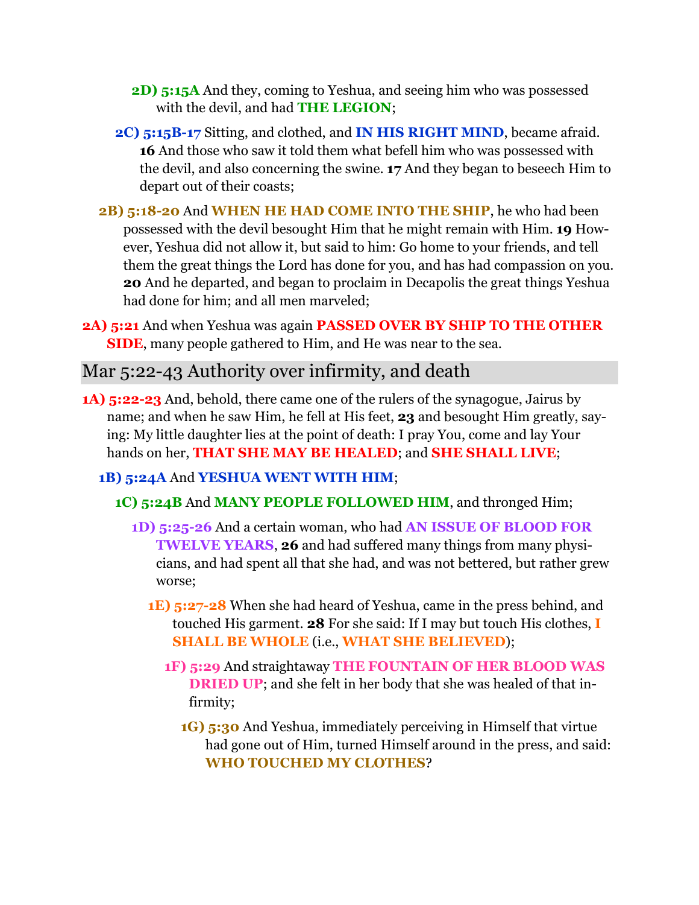**2D) 5:15A** And they, coming to Yeshua, and seeing him who was possessed with the devil, and had **THE LEGION**;

**2C) 5:15B-17** Sitting, and clothed, and **IN HIS RIGHT MIND**, became afraid. **16** And those who saw it told them what befell him who was possessed with the devil, and also concerning the swine. **17** And they began to beseech Him to depart out of their coasts;

**2B) 5:18-20** And **WHEN HE HAD COME INTO THE SHIP**, he who had been possessed with the devil besought Him that he might remain with Him. **19** However, Yeshua did not allow it, but said to him: Go home to your friends, and tell them the great things the Lord has done for you, and has had compassion on you. **20** And he departed, and began to proclaim in Decapolis the great things Yeshua had done for him; and all men marveled;

**2A) 5:21** And when Yeshua was again **PASSED OVER BY SHIP TO THE OTHER SIDE**, many people gathered to Him, and He was near to the sea.

## Mar 5:22-43 Authority over infirmity, and death

**1A) 5:22-23** And, behold, there came one of the rulers of the synagogue, Jairus by name; and when he saw Him, he fell at His feet, **23** and besought Him greatly, saying: My little daughter lies at the point of death: I pray You, come and lay Your hands on her, **THAT SHE MAY BE HEALED**; and **SHE SHALL LIVE**;

**1B) 5:24A** And **YESHUA WENT WITH HIM**;

**1C) 5:24B** And **MANY PEOPLE FOLLOWED HIM**, and thronged Him;

**1D) 5:25-26** And a certain woman, who had **AN ISSUE OF BLOOD FOR TWELVE YEARS**, **26** and had suffered many things from many physicians, and had spent all that she had, and was not bettered, but rather grew worse;

**1E) 5:27-28** When she had heard of Yeshua, came in the press behind, and touched His garment. **28** For she said: If I may but touch His clothes, **I SHALL BE WHOLE** (i.e., **WHAT SHE BELIEVED**);

**1F) 5:29** And straightaway **THE FOUNTAIN OF HER BLOOD WAS DRIED UP**; and she felt in her body that she was healed of that infirmity;

**1G) 5:30** And Yeshua, immediately perceiving in Himself that virtue had gone out of Him, turned Himself around in the press, and said: **WHO TOUCHED MY CLOTHES**?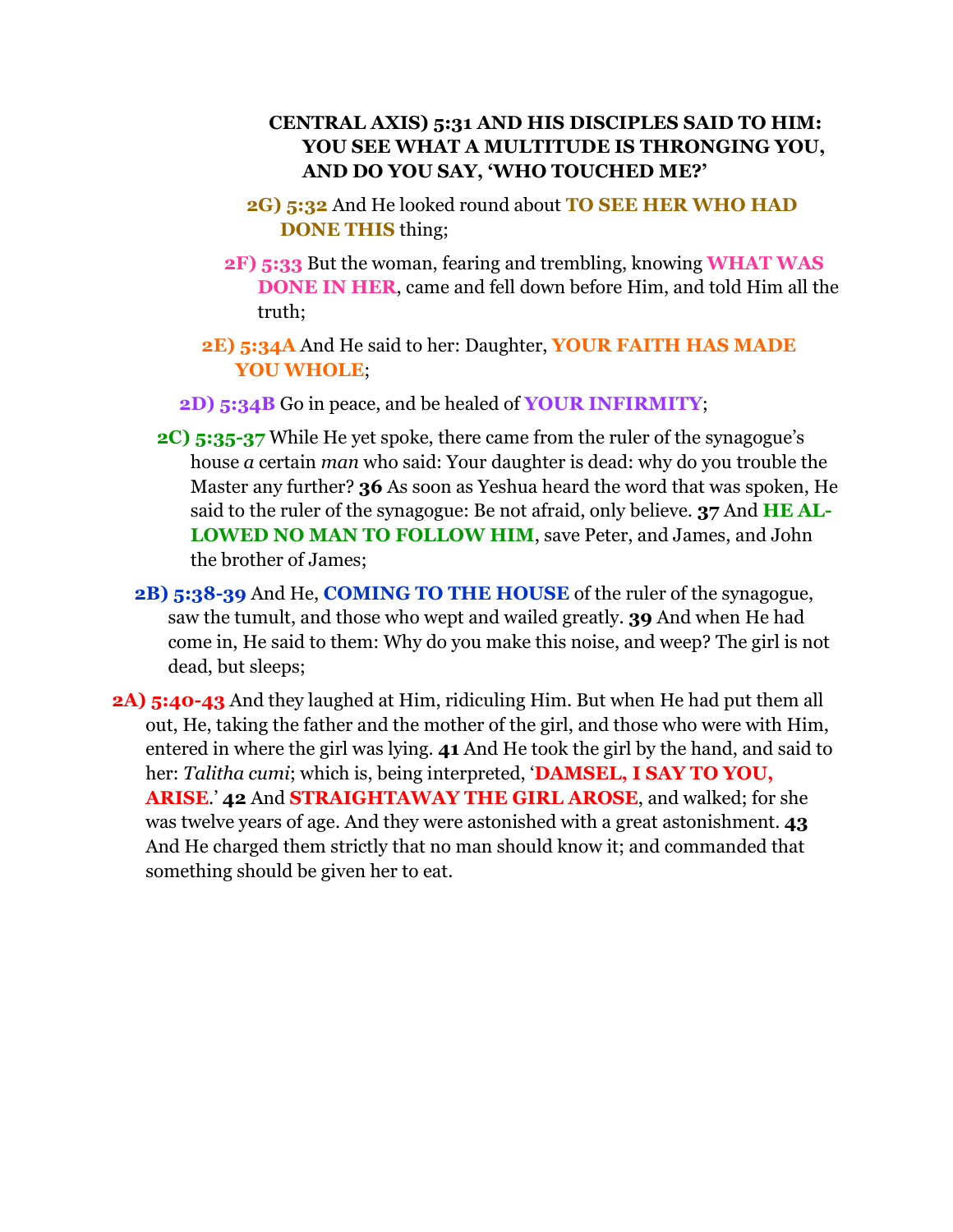**CENTRAL AXIS) 5:31 AND HIS DISCIPLES SAID TO HIM: YOU SEE WHAT A MULTITUDE IS THRONGING YOU, AND DO YOU SAY, ‘WHO TOUCHED ME?’**

**2G) 5:32** And He looked round about **TO SEE HER WHO HAD DONE THIS** thing;

**2F) 5:33** But the woman, fearing and trembling, knowing **WHAT WAS DONE IN HER**, came and fell down before Him, and told Him all the truth;

**2E) 5:34A** And He said to her: Daughter, **YOUR FAITH HAS MADE YOU WHOLE**;

**2D) 5:34B** Go in peace, and be healed of **YOUR INFIRMITY**;

**2C) 5:35-37** While He yet spoke, there came from the ruler of the synagogue’s house *a* certain *man* who said: Your daughter is dead: why do you trouble the Master any further? **36** As soon as Yeshua heard the word that was spoken, He said to the ruler of the synagogue: Be not afraid, only believe. **37** And **HE ALLOWED NO MAN TO FOLLOW HIM**, save Peter, and James, and John the brother of James;

**2B) 5:38-39** And He, **COMING TO THE HOUSE** of the ruler of the synagogue, saw the tumult, and those who wept and wailed greatly. **39** And when He had come in, He said to them: Why do you make this noise, and weep? The girl is not dead, but sleeps;

**2A) 5:40-43** And they laughed at Him, ridiculing Him. But when He had put them all out, He, taking the father and the mother of the girl, and those who were with Him, entered in where the girl was lying. **41** And He took the girl by the hand, and said to her: *Talitha cumi*; which is, being interpreted, ‘**DAMSEL, I SAY TO YOU, ARISE**.’ **42** And **STRAIGHTAWAY THE GIRL AROSE**, and walked; for she was twelve years of age. And they were astonished with a great astonishment. **43** And He charged them strictly that no man should know it; and commanded that something should be given her to eat.